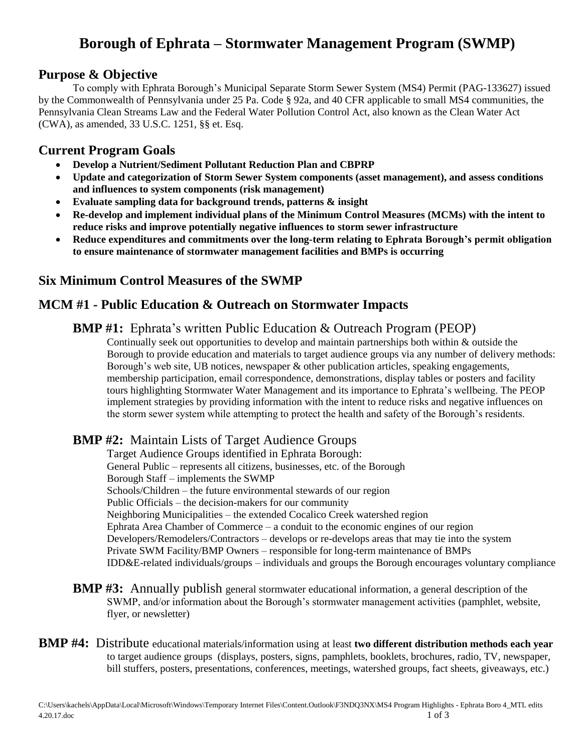# Borough of Ephrata – Stormwater Management Program (SWMP)

## Purpose & Objective

To comply with Ephrata Borough's Municipal Separate Storm Sewer System (MS4) Permit (PAG-133627) issued by the Commonwealth of Pennsylvania under 25 Pa. Code § 92a, and 40 CFR applicable to small MS4 communities, the Pennsylvania Clean Streams Law and the Federal Water Pollution Control Act, also known as the Clean Water Act (CWA), as amended, 33 U.S.C. 1251, §§ et. Esq.

## Current Program Goals

- **Develop a Nutrient/Sediment Pollutant Reduction Plan and CBPRP**
- **Update and categorization of Storm Sewer System components (asset management), and assess conditions and influences to system components (risk management)**
- **Evaluate sampling data for background trends, patterns & insight**
- **Re-develop and implement individual plans of the Minimum Control Measures (MCMs) with the intent to reduce risks and improve potentially negative influences to storm sewer infrastructure**
- **Reduce expenditures and commitments over the long-term relating to Ephrata Borough's permit obligation to ensure maintenance of stormwater management facilities and BMPs is occurring**

## Six Minimum Control Measures of the SWMP

## MCM #1 - Public Education & Outreach on Stormwater Impacts

### **BMP #1:** Ephrata's written Public Education & Outreach Program (PEOP)

Continually seek out opportunities to develop and maintain partnerships both within & outside the Borough to provide education and materials to target audience groups via any number of delivery methods: Borough's web site, UB notices, newspaper & other publication articles, speaking engagements, membership participation, email correspondence, demonstrations, display tables or posters and facility tours highlighting Stormwater Water Management and its importance to Ephrata's wellbeing. The PEOP implement strategies by providing information with the intent to reduce risks and negative influences on the storm sewer system while attempting to protect the health and safety of the Borough's residents.

### **BMP #2:** Maintain Lists of Target Audience Groups

Target Audience Groups identified in Ephrata Borough:
General Public – represents all citizens, businesses, etc. of the Borough
Borough Staff – implements the SWMP
Schools/Children – the future environmental stewards of our region
Public Officials – the decision-makers for our community
Neighboring Municipalities – the extended Cocalico Creek watershed region
Ephrata Area Chamber of Commerce – a conduit to the economic engines of our region
Developers/Remodelers/Contractors – develops or re-develops areas that may tie into the system
Private SWM Facility/BMP Owners – responsible for long-term maintenance of BMPs
IDD&E-related individuals/groups – individuals and groups the Borough encourages voluntary compliance

**BMP #3:** Annually publish general stormwater educational information, a general description of the SWMP, and/or information about the Borough's stormwater management activities (pamphlet, website, flyer, or newsletter)

**BMP #4:** Distribute educational materials/information using at least **two different distribution methods each year** to target audience groups (displays, posters, signs, pamphlets, booklets, brochures, radio, TV, newspaper, bill stuffers, posters, presentations, conferences, meetings, watershed groups, fact sheets, giveaways, etc.)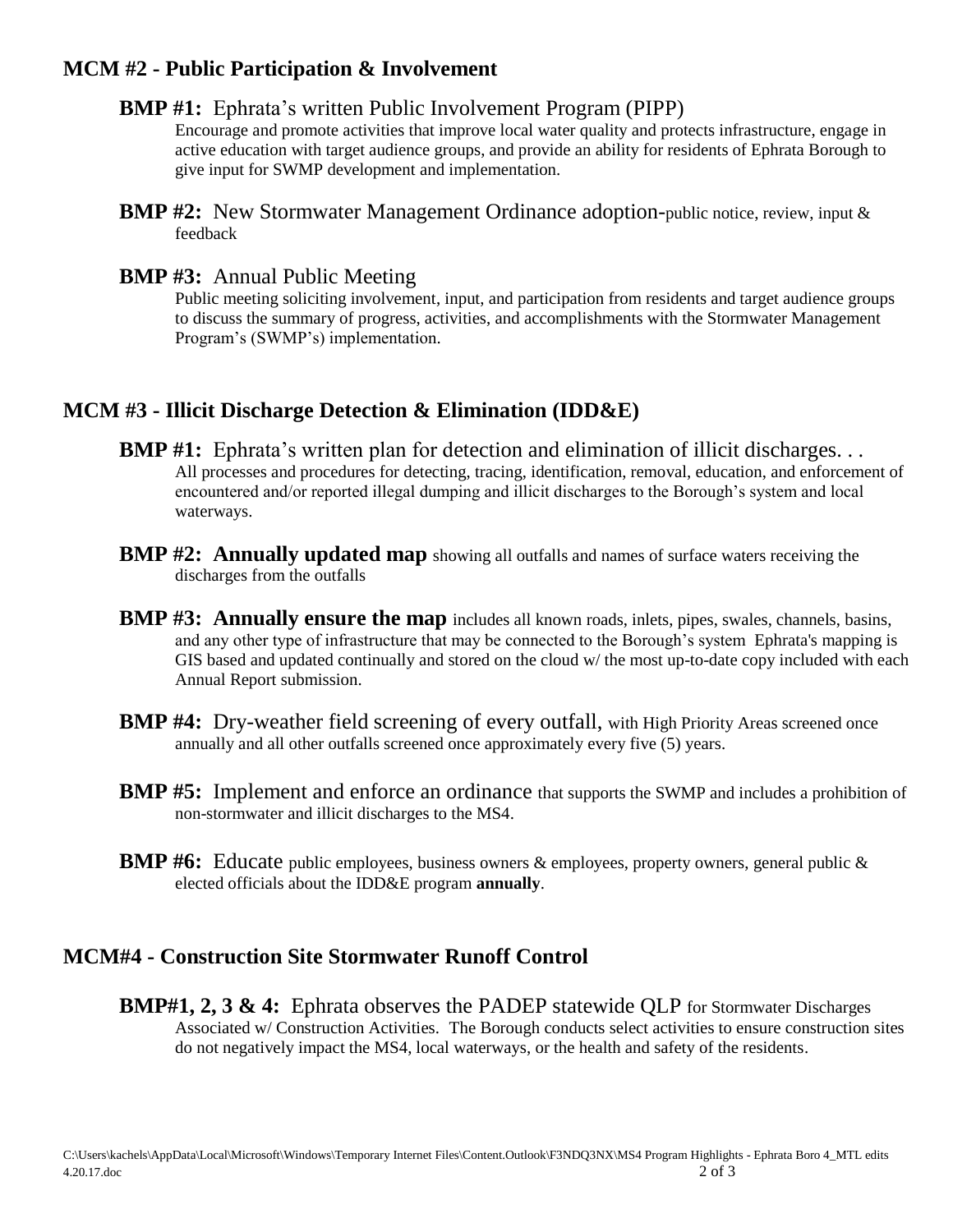## MCM #2 - Public Participation & Involvement

**BMP #1:** Ephrata's written Public Involvement Program (PIPP)

Encourage and promote activities that improve local water quality and protects infrastructure, engage in active education with target audience groups, and provide an ability for residents of Ephrata Borough to give input for SWMP development and implementation.

**BMP #2:** New Stormwater Management Ordinance adoption-public notice, review, input & feedback

**BMP #3:** Annual Public Meeting

Public meeting soliciting involvement, input, and participation from residents and target audience groups to discuss the summary of progress, activities, and accomplishments with the Stormwater Management Program's (SWMP's) implementation.

## MCM #3 - Illicit Discharge Detection & Elimination (IDD&E)

**BMP #1:** Ephrata's written plan for detection and elimination of illicit discharges. . .

All processes and procedures for detecting, tracing, identification, removal, education, and enforcement of encountered and/or reported illegal dumping and illicit discharges to the Borough's system and local waterways.

**BMP #2:** **Annually updated map** showing all outfalls and names of surface waters receiving the discharges from the outfalls

**BMP #3:** **Annually ensure the map** includes all known roads, inlets, pipes, swales, channels, basins, and any other type of infrastructure that may be connected to the Borough's system Ephrata's mapping is GIS based and updated continually and stored on the cloud w/ the most up-to-date copy included with each Annual Report submission.

**BMP #4:** Dry-weather field screening of every outfall, with High Priority Areas screened once annually and all other outfalls screened once approximately every five (5) years.

**BMP #5:** Implement and enforce an ordinance that supports the SWMP and includes a prohibition of non-stormwater and illicit discharges to the MS4.

**BMP #6:** Educate public employees, business owners & employees, property owners, general public & elected officials about the IDD&E program **annually**.

## MCM#4 - Construction Site Stormwater Runoff Control

**BMP#1, 2, 3 & 4:** Ephrata observes the PADEP statewide QLP for Stormwater Discharges Associated w/ Construction Activities. The Borough conducts select activities to ensure construction sites do not negatively impact the MS4, local waterways, or the health and safety of the residents.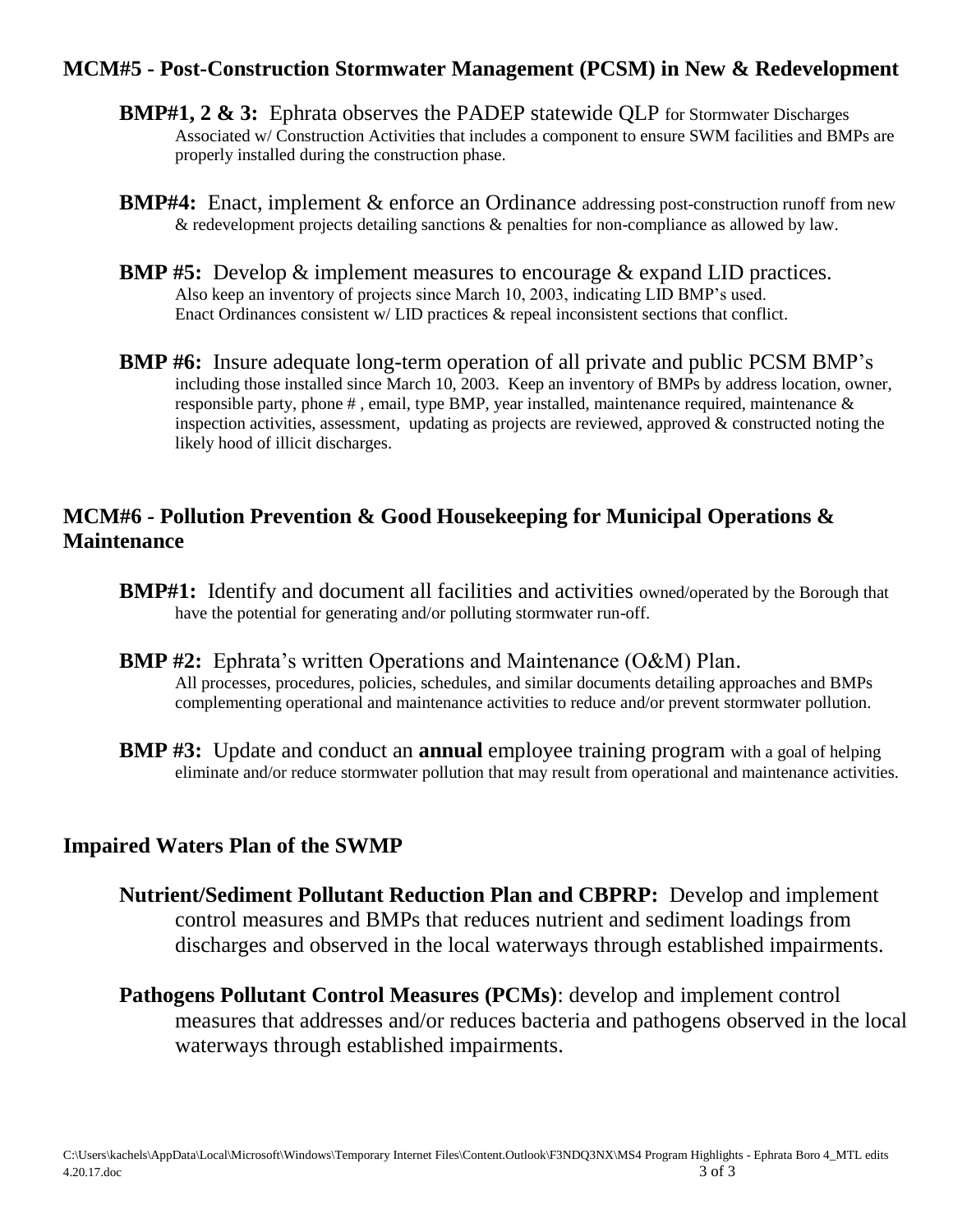## MCM#5 - Post-Construction Stormwater Management (PCSM) in New & Redevelopment

**BMP#1, 2 & 3:** Ephrata observes the PADEP statewide QLP for Stormwater Discharges Associated w/ Construction Activities that includes a component to ensure SWM facilities and BMPs are properly installed during the construction phase.

**BMP#4:** Enact, implement & enforce an Ordinance addressing post-construction runoff from new & redevelopment projects detailing sanctions & penalties for non-compliance as allowed by law.

**BMP #5:** Develop & implement measures to encourage & expand LID practices. Also keep an inventory of projects since March 10, 2003, indicating LID BMP's used. Enact Ordinances consistent w/ LID practices & repeal inconsistent sections that conflict.

**BMP #6:** Insure adequate long-term operation of all private and public PCSM BMP's including those installed since March 10, 2003. Keep an inventory of BMPs by address location, owner, responsible party, phone # , email, type BMP, year installed, maintenance required, maintenance & inspection activities, assessment, updating as projects are reviewed, approved & constructed noting the likely hood of illicit discharges.

## MCM#6 - Pollution Prevention & Good Housekeeping for Municipal Operations & Maintenance

**BMP#1:** Identify and document all facilities and activities owned/operated by the Borough that have the potential for generating and/or polluting stormwater run-off.

**BMP #2:** Ephrata's written Operations and Maintenance (O&M) Plan. All processes, procedures, policies, schedules, and similar documents detailing approaches and BMPs complementing operational and maintenance activities to reduce and/or prevent stormwater pollution.

**BMP #3:** Update and conduct an **annual** employee training program with a goal of helping eliminate and/or reduce stormwater pollution that may result from operational and maintenance activities.

## Impaired Waters Plan of the SWMP

**Nutrient/Sediment Pollutant Reduction Plan and CBPRP:** Develop and implement control measures and BMPs that reduces nutrient and sediment loadings from discharges and observed in the local waterways through established impairments.

**Pathogens Pollutant Control Measures (PCMs)**: develop and implement control measures that addresses and/or reduces bacteria and pathogens observed in the local waterways through established impairments.